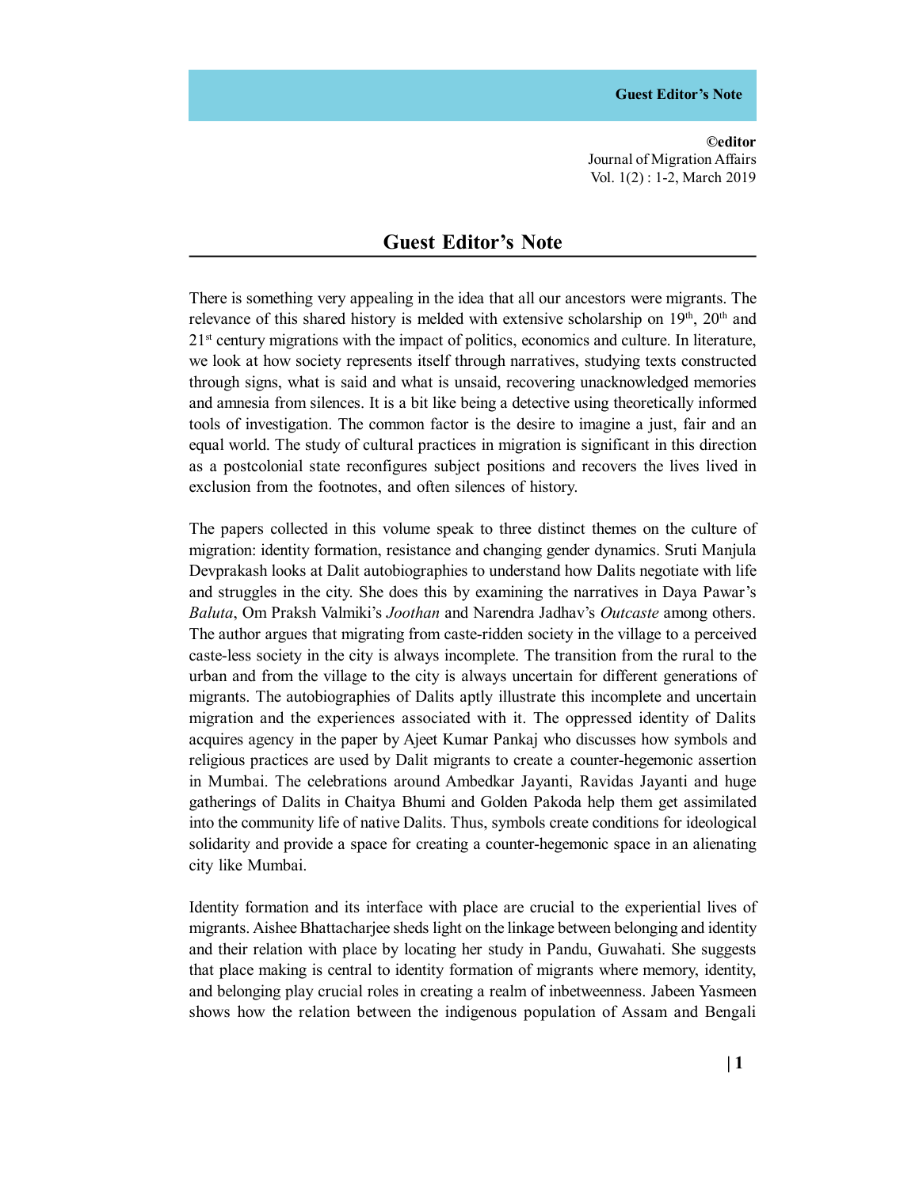# Guest Editor's Note

There is something very appealing in the idea that all our ancestors were migrants. The relevance of this shared history is melded with extensive scholarship on 19th, 20th and 21st century migrations with the impact of politics, economics and culture. In literature, we look at how society represents itself through narratives, studying texts constructed through signs, what is said and what is unsaid, recovering unacknowledged memories and amnesia from silences. It is a bit like being a detective using theoretically informed tools of investigation. The common factor is the desire to imagine a just, fair and an equal world. The study of cultural practices in migration is significant in this direction as a postcolonial state reconfigures subject positions and recovers the lives lived in exclusion from the footnotes, and often silences of history.

The papers collected in this volume speak to three distinct themes on the culture of migration: identity formation, resistance and changing gender dynamics. Sruti Manjula Devprakash looks at Dalit autobiographies to understand how Dalits negotiate with life and struggles in the city. She does this by examining the narratives in Daya Pawar's *Baluta*, Om Praksh Valmiki's *Joothan* and Narendra Jadhav's *Outcaste* among others. The author argues that migrating from caste-ridden society in the village to a perceived caste-less society in the city is always incomplete. The transition from the rural to the urban and from the village to the city is always uncertain for different generations of migrants. The autobiographies of Dalits aptly illustrate this incomplete and uncertain migration and the experiences associated with it. The oppressed identity of Dalits acquires agency in the paper by Ajeet Kumar Pankaj who discusses how symbols and religious practices are used by Dalit migrants to create a counter-hegemonic assertion in Mumbai. The celebrations around Ambedkar Jayanti, Ravidas Jayanti and huge gatherings of Dalits in Chaitya Bhumi and Golden Pakoda help them get assimilated into the community life of native Dalits. Thus, symbols create conditions for ideological solidarity and provide a space for creating a counter-hegemonic space in an alienating city like Mumbai.

Identity formation and its interface with place are crucial to the experiential lives of migrants. Aishee Bhattacharjee sheds light on the linkage between belonging and identity and their relation with place by locating her study in Pandu, Guwahati. She suggests that place making is central to identity formation of migrants where memory, identity, and belonging play crucial roles in creating a realm of inbetweenness. Jabeen Yasmeen shows how the relation between the indigenous population of Assam and Bengali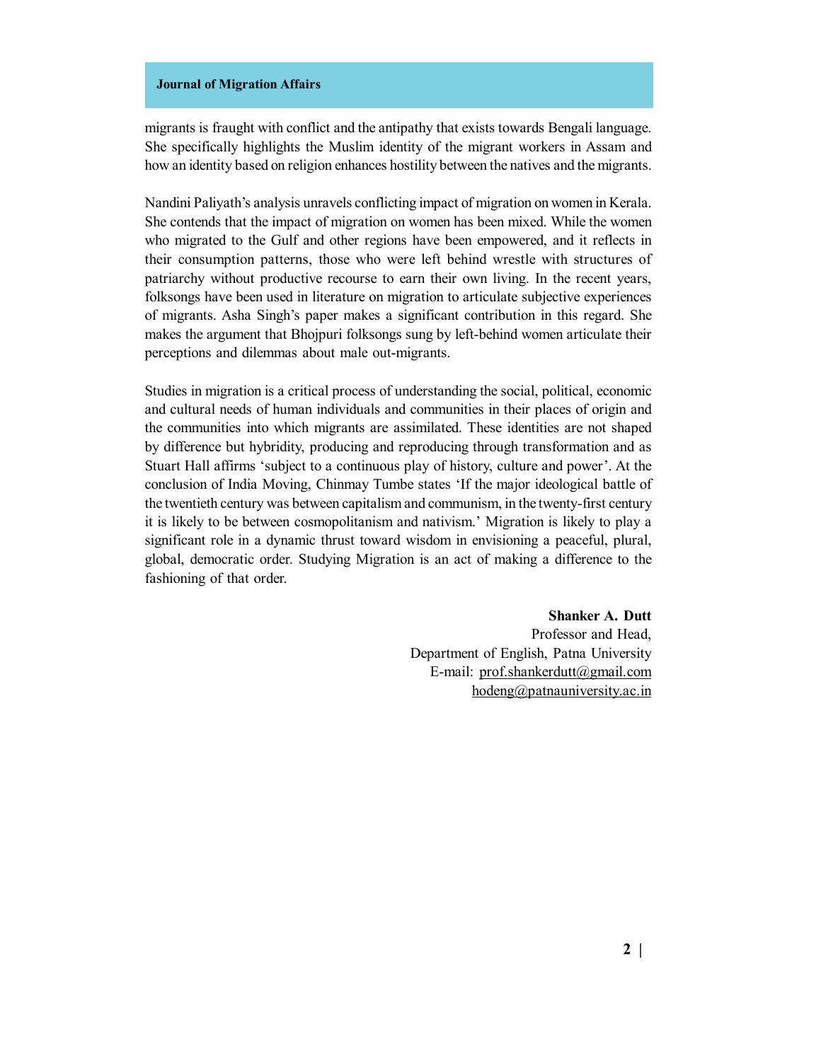migrants is fraught with conflict and the antipathy that exists towards Bengali language. She specifically highlights the Muslim identity of the migrant workers in Assam and how an identity based on religion enhances hostility between the natives and the migrants.

Nandini Paliyath's analysis unravels conflicting impact of migration on women in Kerala. She contends that the impact of migration on women has been mixed. While the women who migrated to the Gulf and other regions have been empowered, and it reflects in their consumption patterns, those who were left behind wrestle with structures of patriarchy without productive recourse to earn their own living. In the recent years, folksongs have been used in literature on migration to articulate subjective experiences of migrants. Asha Singh's paper makes a significant contribution in this regard. She makes the argument that Bhojpuri folksongs sung by left-behind women articulate their perceptions and dilemmas about male out-migrants.

Studies in migration is a critical process of understanding the social, political, economic and cultural needs of human individuals and communities in their places of origin and the communities into which migrants are assimilated. These identities are not shaped by difference but hybridity, producing and reproducing through transformation and as Stuart Hall affirms 'subject to a continuous play of history, culture and power'. At the conclusion of India Moving, Chinmay Tumbe states 'If the major ideological battle of the twentieth century was between capitalism and communism, in the twenty-first century it is likely to be between cosmopolitanism and nativism.' Migration is likely to play a significant role in a dynamic thrust toward wisdom in envisioning a peaceful, plural, global, democratic order. Studying Migration is an act of making a difference to the fashioning of that order.

**Shanker A. Dutt**
Professor and Head,
Department of English, Patna University
E-mail: prof.shankerdutt@gmail.com
hodeng@patnauniversity.ac.in